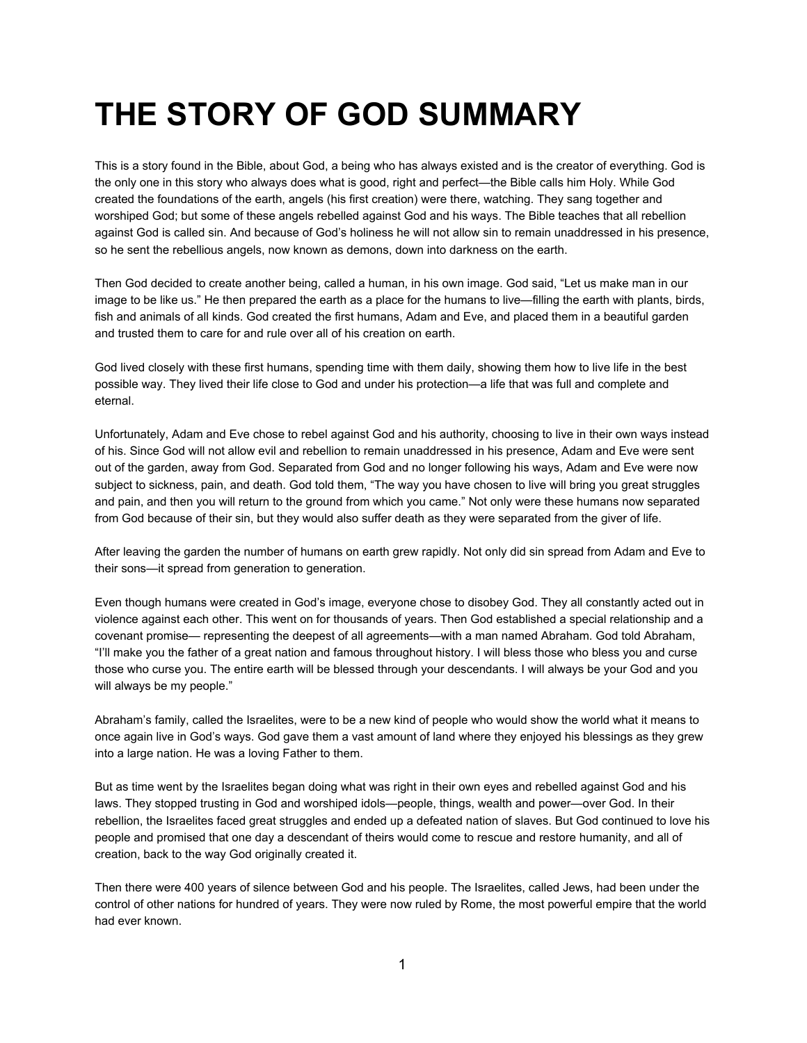# THE STORY OF GOD SUMMARY

This is a story found in the Bible, about God, a being who has always existed and is the creator of everything. God is the only one in this story who always does what is good, right and perfect—the Bible calls him Holy. While God created the foundations of the earth, angels (his first creation) were there, watching. They sang together and worshiped God; but some of these angels rebelled against God and his ways. The Bible teaches that all rebellion against God is called sin. And because of God's holiness he will not allow sin to remain unaddressed in his presence, so he sent the rebellious angels, now known as demons, down into darkness on the earth.

Then God decided to create another being, called a human, in his own image. God said, "Let us make man in our image to be like us." He then prepared the earth as a place for the humans to live—filling the earth with plants, birds, fish and animals of all kinds. God created the first humans, Adam and Eve, and placed them in a beautiful garden and trusted them to care for and rule over all of his creation on earth.

God lived closely with these first humans, spending time with them daily, showing them how to live life in the best possible way. They lived their life close to God and under his protection—a life that was full and complete and eternal.

Unfortunately, Adam and Eve chose to rebel against God and his authority, choosing to live in their own ways instead of his. Since God will not allow evil and rebellion to remain unaddressed in his presence, Adam and Eve were sent out of the garden, away from God. Separated from God and no longer following his ways, Adam and Eve were now subject to sickness, pain, and death. God told them, "The way you have chosen to live will bring you great struggles and pain, and then you will return to the ground from which you came." Not only were these humans now separated from God because of their sin, but they would also suffer death as they were separated from the giver of life.

After leaving the garden the number of humans on earth grew rapidly. Not only did sin spread from Adam and Eve to their sons—it spread from generation to generation.

Even though humans were created in God's image, everyone chose to disobey God. They all constantly acted out in violence against each other. This went on for thousands of years. Then God established a special relationship and a covenant promise— representing the deepest of all agreements—with a man named Abraham. God told Abraham, "I'll make you the father of a great nation and famous throughout history. I will bless those who bless you and curse those who curse you. The entire earth will be blessed through your descendants. I will always be your God and you will always be my people."

Abraham's family, called the Israelites, were to be a new kind of people who would show the world what it means to once again live in God's ways. God gave them a vast amount of land where they enjoyed his blessings as they grew into a large nation. He was a loving Father to them.

But as time went by the Israelites began doing what was right in their own eyes and rebelled against God and his laws. They stopped trusting in God and worshiped idols—people, things, wealth and power—over God. In their rebellion, the Israelites faced great struggles and ended up a defeated nation of slaves. But God continued to love his people and promised that one day a descendant of theirs would come to rescue and restore humanity, and all of creation, back to the way God originally created it.

Then there were 400 years of silence between God and his people. The Israelites, called Jews, had been under the control of other nations for hundred of years. They were now ruled by Rome, the most powerful empire that the world had ever known.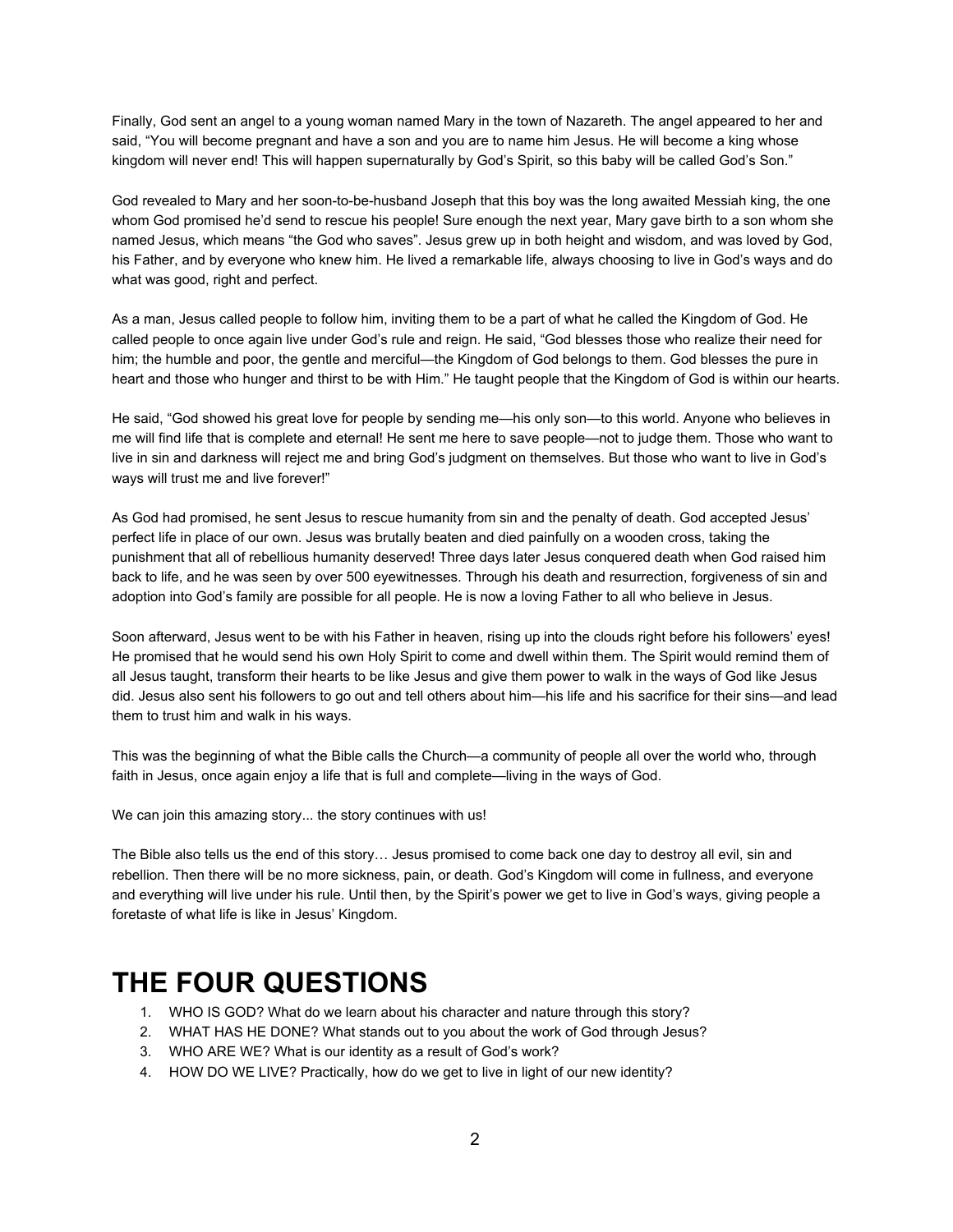Finally, God sent an angel to a young woman named Mary in the town of Nazareth. The angel appeared to her and said, "You will become pregnant and have a son and you are to name him Jesus. He will become a king whose kingdom will never end! This will happen supernaturally by God's Spirit, so this baby will be called God's Son."

God revealed to Mary and her soon-to-be-husband Joseph that this boy was the long awaited Messiah king, the one whom God promised he'd send to rescue his people! Sure enough the next year, Mary gave birth to a son whom she named Jesus, which means "the God who saves". Jesus grew up in both height and wisdom, and was loved by God, his Father, and by everyone who knew him. He lived a remarkable life, always choosing to live in God's ways and do what was good, right and perfect.

As a man, Jesus called people to follow him, inviting them to be a part of what he called the Kingdom of God. He called people to once again live under God's rule and reign. He said, "God blesses those who realize their need for him; the humble and poor, the gentle and merciful—the Kingdom of God belongs to them. God blesses the pure in heart and those who hunger and thirst to be with Him." He taught people that the Kingdom of God is within our hearts.

He said, "God showed his great love for people by sending me—his only son—to this world. Anyone who believes in me will find life that is complete and eternal! He sent me here to save people—not to judge them. Those who want to live in sin and darkness will reject me and bring God's judgment on themselves. But those who want to live in God's ways will trust me and live forever!"

As God had promised, he sent Jesus to rescue humanity from sin and the penalty of death. God accepted Jesus' perfect life in place of our own. Jesus was brutally beaten and died painfully on a wooden cross, taking the punishment that all of rebellious humanity deserved! Three days later Jesus conquered death when God raised him back to life, and he was seen by over 500 eyewitnesses. Through his death and resurrection, forgiveness of sin and adoption into God's family are possible for all people. He is now a loving Father to all who believe in Jesus.

Soon afterward, Jesus went to be with his Father in heaven, rising up into the clouds right before his followers' eyes! He promised that he would send his own Holy Spirit to come and dwell within them. The Spirit would remind them of all Jesus taught, transform their hearts to be like Jesus and give them power to walk in the ways of God like Jesus did. Jesus also sent his followers to go out and tell others about him—his life and his sacrifice for their sins—and lead them to trust him and walk in his ways.

This was the beginning of what the Bible calls the Church—a community of people all over the world who, through faith in Jesus, once again enjoy a life that is full and complete—living in the ways of God.

We can join this amazing story... the story continues with us!

The Bible also tells us the end of this story… Jesus promised to come back one day to destroy all evil, sin and rebellion. Then there will be no more sickness, pain, or death. God's Kingdom will come in fullness, and everyone and everything will live under his rule. Until then, by the Spirit's power we get to live in God's ways, giving people a foretaste of what life is like in Jesus' Kingdom.

# THE FOUR QUESTIONS

1. WHO IS GOD? What do we learn about his character and nature through this story?
2. WHAT HAS HE DONE? What stands out to you about the work of God through Jesus?
3. WHO ARE WE? What is our identity as a result of God's work?
4. HOW DO WE LIVE? Practically, how do we get to live in light of our new identity?